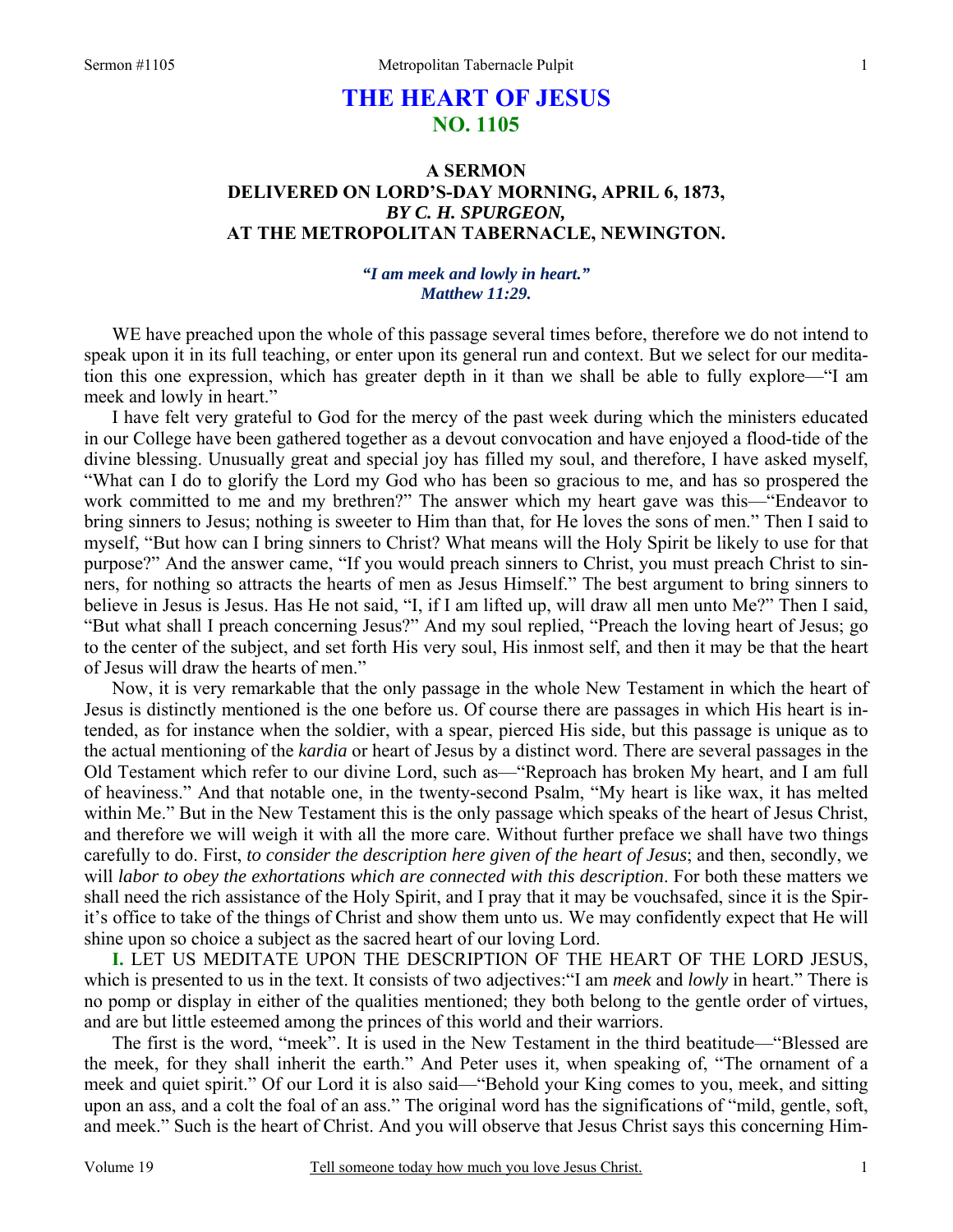# THE HEART OF JESUS
## NO. 1105

### A SERMON
### DELIVERED ON LORD'S-DAY MORNING, APRIL 6, 1873,
### *BY C. H. SPURGEON,*
### AT THE METROPOLITAN TABERNACLE, NEWINGTON.

***"I am meek and lowly in heart."***
***Matthew 11:29.***

WE have preached upon the whole of this passage several times before, therefore we do not intend to speak upon it in its full teaching, or enter upon its general run and context. But we select for our meditation this one expression, which has greater depth in it than we shall be able to fully explore—"I am meek and lowly in heart."

I have felt very grateful to God for the mercy of the past week during which the ministers educated in our College have been gathered together as a devout convocation and have enjoyed a flood-tide of the divine blessing. Unusually great and special joy has filled my soul, and therefore, I have asked myself, "What can I do to glorify the Lord my God who has been so gracious to me, and has so prospered the work committed to me and my brethren?" The answer which my heart gave was this—"Endeavor to bring sinners to Jesus; nothing is sweeter to Him than that, for He loves the sons of men." Then I said to myself, "But how can I bring sinners to Christ? What means will the Holy Spirit be likely to use for that purpose?" And the answer came, "If you would preach sinners to Christ, you must preach Christ to sinners, for nothing so attracts the hearts of men as Jesus Himself." The best argument to bring sinners to believe in Jesus is Jesus. Has He not said, "I, if I am lifted up, will draw all men unto Me?" Then I said, "But what shall I preach concerning Jesus?" And my soul replied, "Preach the loving heart of Jesus; go to the center of the subject, and set forth His very soul, His inmost self, and then it may be that the heart of Jesus will draw the hearts of men."

Now, it is very remarkable that the only passage in the whole New Testament in which the heart of Jesus is distinctly mentioned is the one before us. Of course there are passages in which His heart is intended, as for instance when the soldier, with a spear, pierced His side, but this passage is unique as to the actual mentioning of the *kardia* or heart of Jesus by a distinct word. There are several passages in the Old Testament which refer to our divine Lord, such as—"Reproach has broken My heart, and I am full of heaviness." And that notable one, in the twenty-second Psalm, "My heart is like wax, it has melted within Me." But in the New Testament this is the only passage which speaks of the heart of Jesus Christ, and therefore we will weigh it with all the more care. Without further preface we shall have two things carefully to do. First, *to consider the description here given of the heart of Jesus*; and then, secondly, we will *labor to obey the exhortations which are connected with this description*. For both these matters we shall need the rich assistance of the Holy Spirit, and I pray that it may be vouchsafed, since it is the Spirit's office to take of the things of Christ and show them unto us. We may confidently expect that He will shine upon so choice a subject as the sacred heart of our loving Lord.

**I.** LET US MEDITATE UPON THE DESCRIPTION OF THE HEART OF THE LORD JESUS, which is presented to us in the text. It consists of two adjectives:"I am *meek* and *lowly* in heart." There is no pomp or display in either of the qualities mentioned; they both belong to the gentle order of virtues, and are but little esteemed among the princes of this world and their warriors.

The first is the word, "meek". It is used in the New Testament in the third beatitude—"Blessed are the meek, for they shall inherit the earth." And Peter uses it, when speaking of, "The ornament of a meek and quiet spirit." Of our Lord it is also said—"Behold your King comes to you, meek, and sitting upon an ass, and a colt the foal of an ass." The original word has the significations of "mild, gentle, soft, and meek." Such is the heart of Christ. And you will observe that Jesus Christ says this concerning Him-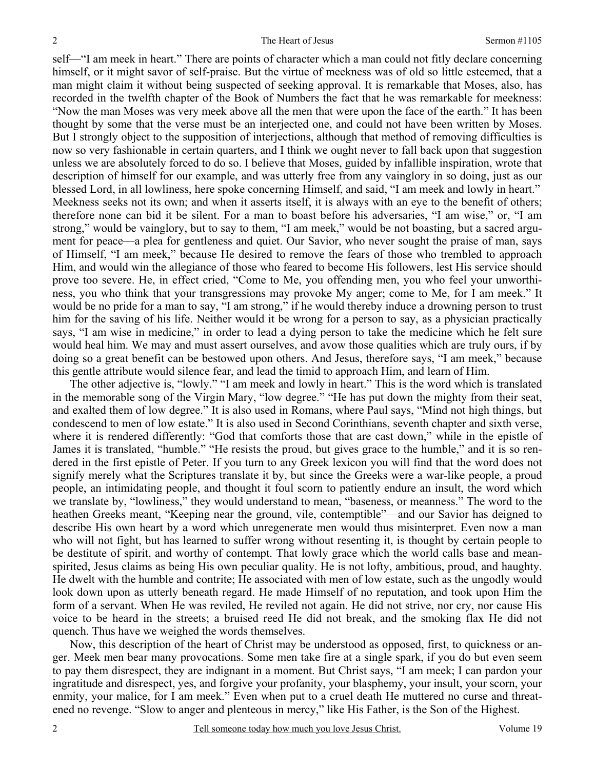self—"I am meek in heart." There are points of character which a man could not fitly declare concerning himself, or it might savor of self-praise. But the virtue of meekness was of old so little esteemed, that a man might claim it without being suspected of seeking approval. It is remarkable that Moses, also, has recorded in the twelfth chapter of the Book of Numbers the fact that he was remarkable for meekness: "Now the man Moses was very meek above all the men that were upon the face of the earth." It has been thought by some that the verse must be an interjected one, and could not have been written by Moses. But I strongly object to the supposition of interjections, although that method of removing difficulties is now so very fashionable in certain quarters, and I think we ought never to fall back upon that suggestion unless we are absolutely forced to do so. I believe that Moses, guided by infallible inspiration, wrote that description of himself for our example, and was utterly free from any vainglory in so doing, just as our blessed Lord, in all lowliness, here spoke concerning Himself, and said, "I am meek and lowly in heart." Meekness seeks not its own; and when it asserts itself, it is always with an eye to the benefit of others; therefore none can bid it be silent. For a man to boast before his adversaries, "I am wise," or, "I am strong," would be vainglory, but to say to them, "I am meek," would be not boasting, but a sacred argument for peace—a plea for gentleness and quiet. Our Savior, who never sought the praise of man, says of Himself, "I am meek," because He desired to remove the fears of those who trembled to approach Him, and would win the allegiance of those who feared to become His followers, lest His service should prove too severe. He, in effect cried, "Come to Me, you offending men, you who feel your unworthiness, you who think that your transgressions may provoke My anger; come to Me, for I am meek." It would be no pride for a man to say, "I am strong," if he would thereby induce a drowning person to trust him for the saving of his life. Neither would it be wrong for a person to say, as a physician practically says, "I am wise in medicine," in order to lead a dying person to take the medicine which he felt sure would heal him. We may and must assert ourselves, and avow those qualities which are truly ours, if by doing so a great benefit can be bestowed upon others. And Jesus, therefore says, "I am meek," because this gentle attribute would silence fear, and lead the timid to approach Him, and learn of Him.

The other adjective is, "lowly." "I am meek and lowly in heart." This is the word which is translated in the memorable song of the Virgin Mary, "low degree." "He has put down the mighty from their seat, and exalted them of low degree." It is also used in Romans, where Paul says, "Mind not high things, but condescend to men of low estate." It is also used in Second Corinthians, seventh chapter and sixth verse, where it is rendered differently: "God that comforts those that are cast down," while in the epistle of James it is translated, "humble." "He resists the proud, but gives grace to the humble," and it is so rendered in the first epistle of Peter. If you turn to any Greek lexicon you will find that the word does not signify merely what the Scriptures translate it by, but since the Greeks were a war-like people, a proud people, an intimidating people, and thought it foul scorn to patiently endure an insult, the word which we translate by, "lowliness," they would understand to mean, "baseness, or meanness." The word to the heathen Greeks meant, "Keeping near the ground, vile, contemptible"—and our Savior has deigned to describe His own heart by a word which unregenerate men would thus misinterpret. Even now a man who will not fight, but has learned to suffer wrong without resenting it, is thought by certain people to be destitute of spirit, and worthy of contempt. That lowly grace which the world calls base and mean-spirited, Jesus claims as being His own peculiar quality. He is not lofty, ambitious, proud, and haughty. He dwelt with the humble and contrite; He associated with men of low estate, such as the ungodly would look down upon as utterly beneath regard. He made Himself of no reputation, and took upon Him the form of a servant. When He was reviled, He reviled not again. He did not strive, nor cry, nor cause His voice to be heard in the streets; a bruised reed He did not break, and the smoking flax He did not quench. Thus have we weighed the words themselves.

Now, this description of the heart of Christ may be understood as opposed, first, to quickness or anger. Meek men bear many provocations. Some men take fire at a single spark, if you do but even seem to pay them disrespect, they are indignant in a moment. But Christ says, "I am meek; I can pardon your ingratitude and disrespect, yes, and forgive your profanity, your blasphemy, your insult, your scorn, your enmity, your malice, for I am meek." Even when put to a cruel death He muttered no curse and threatened no revenge. "Slow to anger and plenteous in mercy," like His Father, is the Son of the Highest.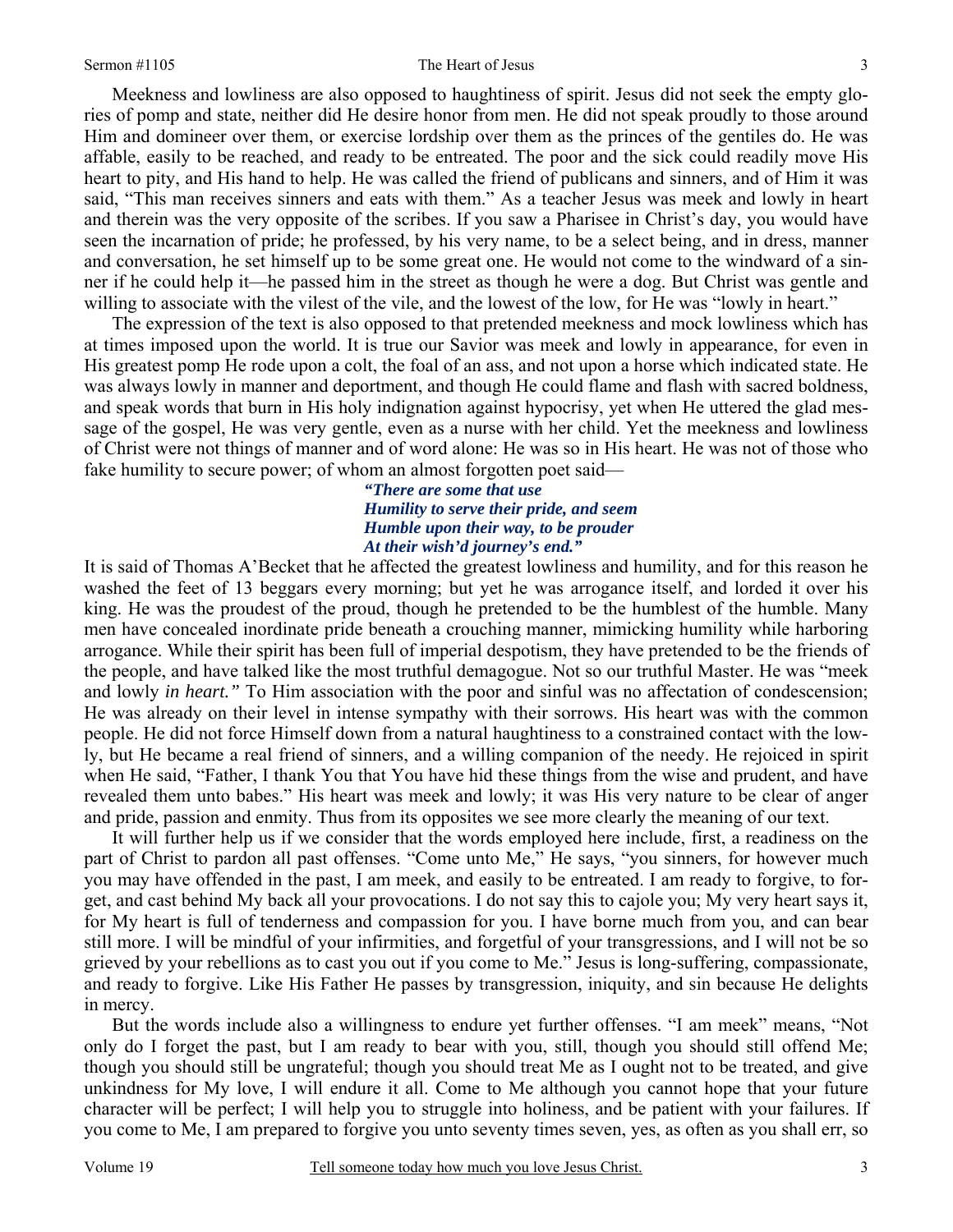Meekness and lowliness are also opposed to haughtiness of spirit. Jesus did not seek the empty glories of pomp and state, neither did He desire honor from men. He did not speak proudly to those around Him and domineer over them, or exercise lordship over them as the princes of the gentiles do. He was affable, easily to be reached, and ready to be entreated. The poor and the sick could readily move His heart to pity, and His hand to help. He was called the friend of publicans and sinners, and of Him it was said, "This man receives sinners and eats with them." As a teacher Jesus was meek and lowly in heart and therein was the very opposite of the scribes. If you saw a Pharisee in Christ's day, you would have seen the incarnation of pride; he professed, by his very name, to be a select being, and in dress, manner and conversation, he set himself up to be some great one. He would not come to the windward of a sinner if he could help it—he passed him in the street as though he were a dog. But Christ was gentle and willing to associate with the vilest of the vile, and the lowest of the low, for He was "lowly in heart."

The expression of the text is also opposed to that pretended meekness and mock lowliness which has at times imposed upon the world. It is true our Savior was meek and lowly in appearance, for even in His greatest pomp He rode upon a colt, the foal of an ass, and not upon a horse which indicated state. He was always lowly in manner and deportment, and though He could flame and flash with sacred boldness, and speak words that burn in His holy indignation against hypocrisy, yet when He uttered the glad message of the gospel, He was very gentle, even as a nurse with her child. Yet the meekness and lowliness of Christ were not things of manner and of word alone: He was so in His heart. He was not of those who fake humility to secure power; of whom an almost forgotten poet said—

> ***"There are some that use***
> ***Humility to serve their pride, and seem***
> ***Humble upon their way, to be prouder***
> ***At their wish'd journey's end."***

It is said of Thomas A'Becket that he affected the greatest lowliness and humility, and for this reason he washed the feet of 13 beggars every morning; but yet he was arrogance itself, and lorded it over his king. He was the proudest of the proud, though he pretended to be the humblest of the humble. Many men have concealed inordinate pride beneath a crouching manner, mimicking humility while harboring arrogance. While their spirit has been full of imperial despotism, they have pretended to be the friends of the people, and have talked like the most truthful demagogue. Not so our truthful Master. He was "meek and lowly *in heart."* To Him association with the poor and sinful was no affectation of condescension; He was already on their level in intense sympathy with their sorrows. His heart was with the common people. He did not force Himself down from a natural haughtiness to a constrained contact with the lowly, but He became a real friend of sinners, and a willing companion of the needy. He rejoiced in spirit when He said, "Father, I thank You that You have hid these things from the wise and prudent, and have revealed them unto babes." His heart was meek and lowly; it was His very nature to be clear of anger and pride, passion and enmity. Thus from its opposites we see more clearly the meaning of our text.

It will further help us if we consider that the words employed here include, first, a readiness on the part of Christ to pardon all past offenses. "Come unto Me," He says, "you sinners, for however much you may have offended in the past, I am meek, and easily to be entreated. I am ready to forgive, to forget, and cast behind My back all your provocations. I do not say this to cajole you; My very heart says it, for My heart is full of tenderness and compassion for you. I have borne much from you, and can bear still more. I will be mindful of your infirmities, and forgetful of your transgressions, and I will not be so grieved by your rebellions as to cast you out if you come to Me." Jesus is long-suffering, compassionate, and ready to forgive. Like His Father He passes by transgression, iniquity, and sin because He delights in mercy.

But the words include also a willingness to endure yet further offenses. "I am meek" means, "Not only do I forget the past, but I am ready to bear with you, still, though you should still offend Me; though you should still be ungrateful; though you should treat Me as I ought not to be treated, and give unkindness for My love, I will endure it all. Come to Me although you cannot hope that your future character will be perfect; I will help you to struggle into holiness, and be patient with your failures. If you come to Me, I am prepared to forgive you unto seventy times seven, yes, as often as you shall err, so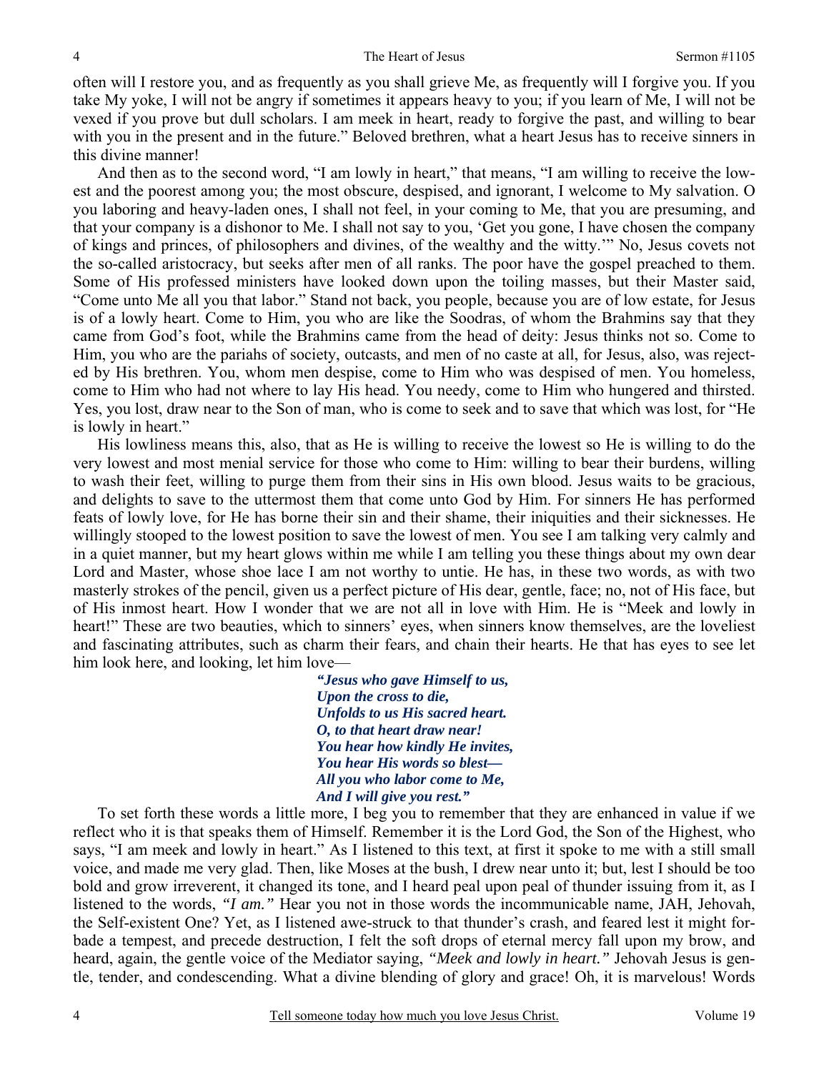often will I restore you, and as frequently as you shall grieve Me, as frequently will I forgive you. If you take My yoke, I will not be angry if sometimes it appears heavy to you; if you learn of Me, I will not be vexed if you prove but dull scholars. I am meek in heart, ready to forgive the past, and willing to bear with you in the present and in the future." Beloved brethren, what a heart Jesus has to receive sinners in this divine manner!

And then as to the second word, "I am lowly in heart," that means, "I am willing to receive the lowest and the poorest among you; the most obscure, despised, and ignorant, I welcome to My salvation. O you laboring and heavy-laden ones, I shall not feel, in your coming to Me, that you are presuming, and that your company is a dishonor to Me. I shall not say to you, 'Get you gone, I have chosen the company of kings and princes, of philosophers and divines, of the wealthy and the witty.'" No, Jesus covets not the so-called aristocracy, but seeks after men of all ranks. The poor have the gospel preached to them. Some of His professed ministers have looked down upon the toiling masses, but their Master said, "Come unto Me all you that labor." Stand not back, you people, because you are of low estate, for Jesus is of a lowly heart. Come to Him, you who are like the Soodras, of whom the Brahmins say that they came from God's foot, while the Brahmins came from the head of deity: Jesus thinks not so. Come to Him, you who are the pariahs of society, outcasts, and men of no caste at all, for Jesus, also, was rejected by His brethren. You, whom men despise, come to Him who was despised of men. You homeless, come to Him who had not where to lay His head. You needy, come to Him who hungered and thirsted. Yes, you lost, draw near to the Son of man, who is come to seek and to save that which was lost, for "He is lowly in heart."

His lowliness means this, also, that as He is willing to receive the lowest so He is willing to do the very lowest and most menial service for those who come to Him: willing to bear their burdens, willing to wash their feet, willing to purge them from their sins in His own blood. Jesus waits to be gracious, and delights to save to the uttermost them that come unto God by Him. For sinners He has performed feats of lowly love, for He has borne their sin and their shame, their iniquities and their sicknesses. He willingly stooped to the lowest position to save the lowest of men. You see I am talking very calmly and in a quiet manner, but my heart glows within me while I am telling you these things about my own dear Lord and Master, whose shoe lace I am not worthy to untie. He has, in these two words, as with two masterly strokes of the pencil, given us a perfect picture of His dear, gentle, face; no, not of His face, but of His inmost heart. How I wonder that we are not all in love with Him. He is "Meek and lowly in heart!" These are two beauties, which to sinners' eyes, when sinners know themselves, are the loveliest and fascinating attributes, such as charm their fears, and chain their hearts. He that has eyes to see let him look here, and looking, let him love—

> ***"Jesus who gave Himself to us,***
> ***Upon the cross to die,***
> ***Unfolds to us His sacred heart.***
> ***O, to that heart draw near!***
> ***You hear how kindly He invites,***
> ***You hear His words so blest—***
> ***All you who labor come to Me,***
> ***And I will give you rest."***

To set forth these words a little more, I beg you to remember that they are enhanced in value if we reflect who it is that speaks them of Himself. Remember it is the Lord God, the Son of the Highest, who says, "I am meek and lowly in heart." As I listened to this text, at first it spoke to me with a still small voice, and made me very glad. Then, like Moses at the bush, I drew near unto it; but, lest I should be too bold and grow irreverent, it changed its tone, and I heard peal upon peal of thunder issuing from it, as I listened to the words, *"I am."* Hear you not in those words the incommunicable name, JAH, Jehovah, the Self-existent One? Yet, as I listened awe-struck to that thunder's crash, and feared lest it might forbade a tempest, and precede destruction, I felt the soft drops of eternal mercy fall upon my brow, and heard, again, the gentle voice of the Mediator saying, *"Meek and lowly in heart."* Jehovah Jesus is gentle, tender, and condescending. What a divine blending of glory and grace! Oh, it is marvelous! Words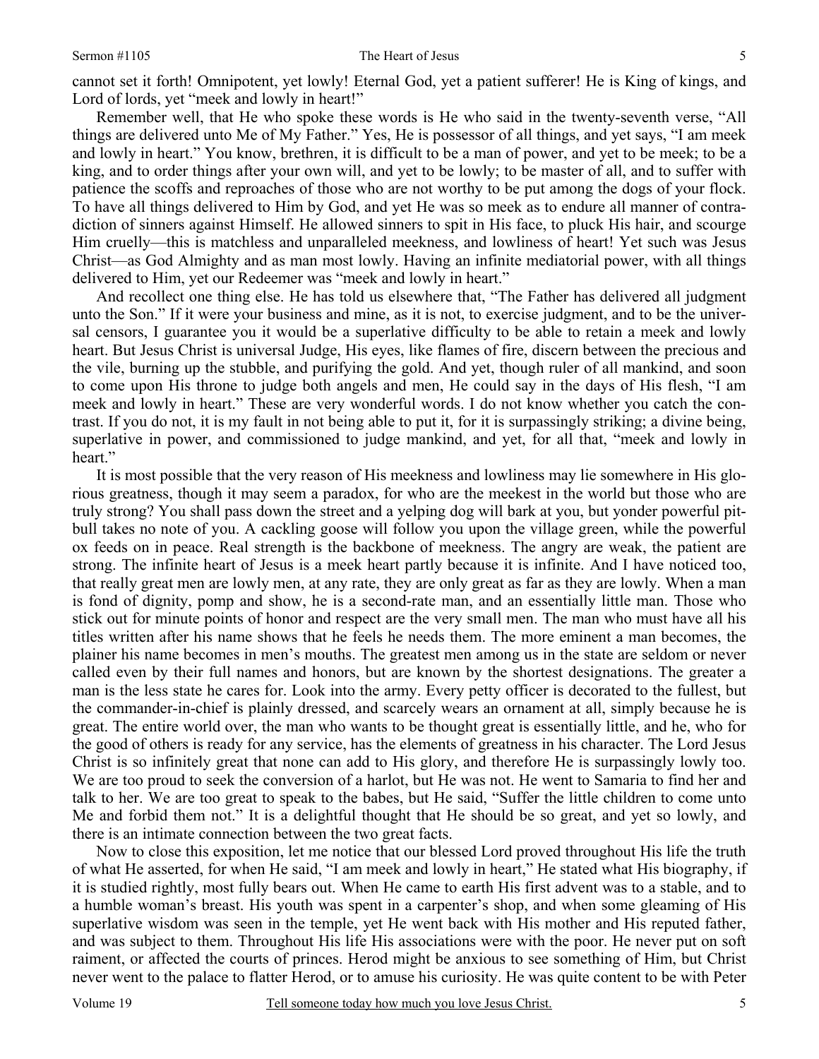cannot set it forth! Omnipotent, yet lowly! Eternal God, yet a patient sufferer! He is King of kings, and Lord of lords, yet "meek and lowly in heart!"

Remember well, that He who spoke these words is He who said in the twenty-seventh verse, "All things are delivered unto Me of My Father." Yes, He is possessor of all things, and yet says, "I am meek and lowly in heart." You know, brethren, it is difficult to be a man of power, and yet to be meek; to be a king, and to order things after your own will, and yet to be lowly; to be master of all, and to suffer with patience the scoffs and reproaches of those who are not worthy to be put among the dogs of your flock. To have all things delivered to Him by God, and yet He was so meek as to endure all manner of contradiction of sinners against Himself. He allowed sinners to spit in His face, to pluck His hair, and scourge Him cruelly—this is matchless and unparalleled meekness, and lowliness of heart! Yet such was Jesus Christ—as God Almighty and as man most lowly. Having an infinite mediatorial power, with all things delivered to Him, yet our Redeemer was "meek and lowly in heart."

And recollect one thing else. He has told us elsewhere that, "The Father has delivered all judgment unto the Son." If it were your business and mine, as it is not, to exercise judgment, and to be the universal censors, I guarantee you it would be a superlative difficulty to be able to retain a meek and lowly heart. But Jesus Christ is universal Judge, His eyes, like flames of fire, discern between the precious and the vile, burning up the stubble, and purifying the gold. And yet, though ruler of all mankind, and soon to come upon His throne to judge both angels and men, He could say in the days of His flesh, "I am meek and lowly in heart." These are very wonderful words. I do not know whether you catch the contrast. If you do not, it is my fault in not being able to put it, for it is surpassingly striking; a divine being, superlative in power, and commissioned to judge mankind, and yet, for all that, "meek and lowly in heart."

It is most possible that the very reason of His meekness and lowliness may lie somewhere in His glorious greatness, though it may seem a paradox, for who are the meekest in the world but those who are truly strong? You shall pass down the street and a yelping dog will bark at you, but yonder powerful pitbull takes no note of you. A cackling goose will follow you upon the village green, while the powerful ox feeds on in peace. Real strength is the backbone of meekness. The angry are weak, the patient are strong. The infinite heart of Jesus is a meek heart partly because it is infinite. And I have noticed too, that really great men are lowly men, at any rate, they are only great as far as they are lowly. When a man is fond of dignity, pomp and show, he is a second-rate man, and an essentially little man. Those who stick out for minute points of honor and respect are the very small men. The man who must have all his titles written after his name shows that he feels he needs them. The more eminent a man becomes, the plainer his name becomes in men's mouths. The greatest men among us in the state are seldom or never called even by their full names and honors, but are known by the shortest designations. The greater a man is the less state he cares for. Look into the army. Every petty officer is decorated to the fullest, but the commander-in-chief is plainly dressed, and scarcely wears an ornament at all, simply because he is great. The entire world over, the man who wants to be thought great is essentially little, and he, who for the good of others is ready for any service, has the elements of greatness in his character. The Lord Jesus Christ is so infinitely great that none can add to His glory, and therefore He is surpassingly lowly too. We are too proud to seek the conversion of a harlot, but He was not. He went to Samaria to find her and talk to her. We are too great to speak to the babes, but He said, "Suffer the little children to come unto Me and forbid them not." It is a delightful thought that He should be so great, and yet so lowly, and there is an intimate connection between the two great facts.

Now to close this exposition, let me notice that our blessed Lord proved throughout His life the truth of what He asserted, for when He said, "I am meek and lowly in heart," He stated what His biography, if it is studied rightly, most fully bears out. When He came to earth His first advent was to a stable, and to a humble woman's breast. His youth was spent in a carpenter's shop, and when some gleaming of His superlative wisdom was seen in the temple, yet He went back with His mother and His reputed father, and was subject to them. Throughout His life His associations were with the poor. He never put on soft raiment, or affected the courts of princes. Herod might be anxious to see something of Him, but Christ never went to the palace to flatter Herod, or to amuse his curiosity. He was quite content to be with Peter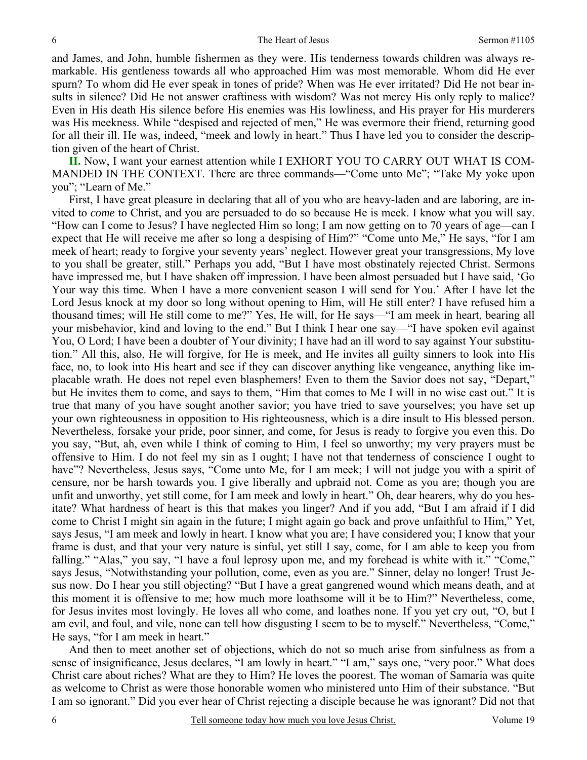and James, and John, humble fishermen as they were. His tenderness towards children was always remarkable. His gentleness towards all who approached Him was most memorable. Whom did He ever spurn? To whom did He ever speak in tones of pride? When was He ever irritated? Did He not bear insults in silence? Did He not answer craftiness with wisdom? Was not mercy His only reply to malice? Even in His death His silence before His enemies was His lowliness, and His prayer for His murderers was His meekness. While "despised and rejected of men," He was evermore their friend, returning good for all their ill. He was, indeed, "meek and lowly in heart." Thus I have led you to consider the description given of the heart of Christ.

**II.** Now, I want your earnest attention while I EXHORT YOU TO CARRY OUT WHAT IS COMMANDED IN THE CONTEXT. There are three commands—"Come unto Me"; "Take My yoke upon you"; "Learn of Me."

First, I have great pleasure in declaring that all of you who are heavy-laden and are laboring, are invited to *come* to Christ, and you are persuaded to do so because He is meek. I know what you will say. "How can I come to Jesus? I have neglected Him so long; I am now getting on to 70 years of age—can I expect that He will receive me after so long a despising of Him?" "Come unto Me," He says, "for I am meek of heart; ready to forgive your seventy years' neglect. However great your transgressions, My love to you shall be greater, still." Perhaps you add, "But I have most obstinately rejected Christ. Sermons have impressed me, but I have shaken off impression. I have been almost persuaded but I have said, 'Go Your way this time. When I have a more convenient season I will send for You.' After I have let the Lord Jesus knock at my door so long without opening to Him, will He still enter? I have refused him a thousand times; will He still come to me?" Yes, He will, for He says—"I am meek in heart, bearing all your misbehavior, kind and loving to the end." But I think I hear one say—"I have spoken evil against You, O Lord; I have been a doubter of Your divinity; I have had an ill word to say against Your substitution." All this, also, He will forgive, for He is meek, and He invites all guilty sinners to look into His face, no, to look into His heart and see if they can discover anything like vengeance, anything like implacable wrath. He does not repel even blasphemers! Even to them the Savior does not say, "Depart," but He invites them to come, and says to them, "Him that comes to Me I will in no wise cast out." It is true that many of you have sought another savior; you have tried to save yourselves; you have set up your own righteousness in opposition to His righteousness, which is a dire insult to His blessed person. Nevertheless, forsake your pride, poor sinner, and come, for Jesus is ready to forgive you even this. Do you say, "But, ah, even while I think of coming to Him, I feel so unworthy; my very prayers must be offensive to Him. I do not feel my sin as I ought; I have not that tenderness of conscience I ought to have"? Nevertheless, Jesus says, "Come unto Me, for I am meek; I will not judge you with a spirit of censure, nor be harsh towards you. I give liberally and upbraid not. Come as you are; though you are unfit and unworthy, yet still come, for I am meek and lowly in heart." Oh, dear hearers, why do you hesitate? What hardness of heart is this that makes you linger? And if you add, "But I am afraid if I did come to Christ I might sin again in the future; I might again go back and prove unfaithful to Him," Yet, says Jesus, "I am meek and lowly in heart. I know what you are; I have considered you; I know that your frame is dust, and that your very nature is sinful, yet still I say, come, for I am able to keep you from falling." "Alas," you say, "I have a foul leprosy upon me, and my forehead is white with it." "Come," says Jesus, "Notwithstanding your pollution, come, even as you are." Sinner, delay no longer! Trust Jesus now. Do I hear you still objecting? "But I have a great gangrened wound which means death, and at this moment it is offensive to me; how much more loathsome will it be to Him?" Nevertheless, come, for Jesus invites most lovingly. He loves all who come, and loathes none. If you yet cry out, "O, but I am evil, and foul, and vile, none can tell how disgusting I seem to be to myself." Nevertheless, "Come," He says, "for I am meek in heart."

And then to meet another set of objections, which do not so much arise from sinfulness as from a sense of insignificance, Jesus declares, "I am lowly in heart." "I am," says one, "very poor." What does Christ care about riches? What are they to Him? He loves the poorest. The woman of Samaria was quite as welcome to Christ as were those honorable women who ministered unto Him of their substance. "But I am so ignorant." Did you ever hear of Christ rejecting a disciple because he was ignorant? Did not that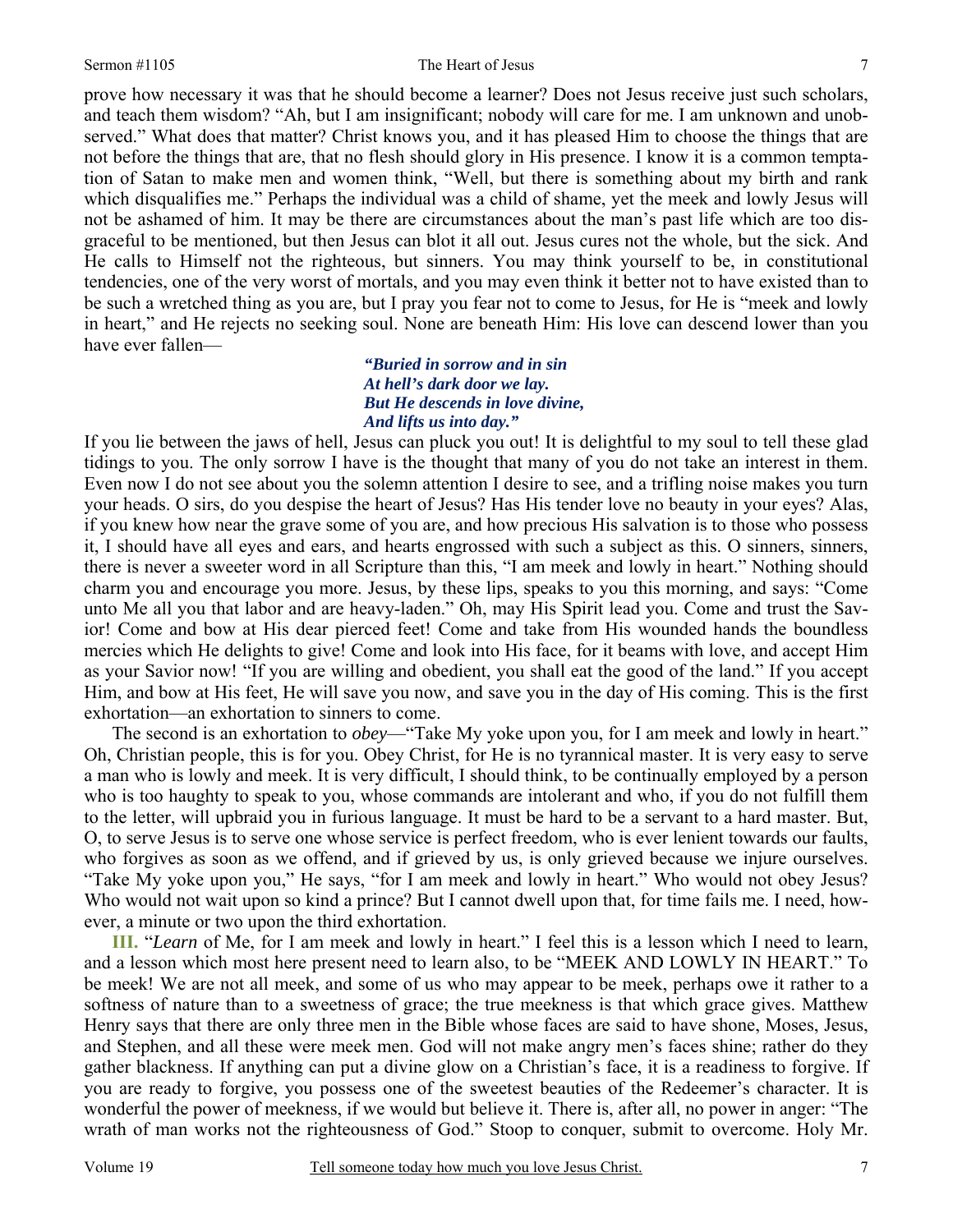prove how necessary it was that he should become a learner? Does not Jesus receive just such scholars, and teach them wisdom? "Ah, but I am insignificant; nobody will care for me. I am unknown and unobserved." What does that matter? Christ knows you, and it has pleased Him to choose the things that are not before the things that are, that no flesh should glory in His presence. I know it is a common temptation of Satan to make men and women think, "Well, but there is something about my birth and rank which disqualifies me." Perhaps the individual was a child of shame, yet the meek and lowly Jesus will not be ashamed of him. It may be there are circumstances about the man's past life which are too disgraceful to be mentioned, but then Jesus can blot it all out. Jesus cures not the whole, but the sick. And He calls to Himself not the righteous, but sinners. You may think yourself to be, in constitutional tendencies, one of the very worst of mortals, and you may even think it better not to have existed than to be such a wretched thing as you are, but I pray you fear not to come to Jesus, for He is "meek and lowly in heart," and He rejects no seeking soul. None are beneath Him: His love can descend lower than you have ever fallen—

> ***"Buried in sorrow and in sin***
> ***At hell's dark door we lay.***
> ***But He descends in love divine,***
> ***And lifts us into day."***

If you lie between the jaws of hell, Jesus can pluck you out! It is delightful to my soul to tell these glad tidings to you. The only sorrow I have is the thought that many of you do not take an interest in them. Even now I do not see about you the solemn attention I desire to see, and a trifling noise makes you turn your heads. O sirs, do you despise the heart of Jesus? Has His tender love no beauty in your eyes? Alas, if you knew how near the grave some of you are, and how precious His salvation is to those who possess it, I should have all eyes and ears, and hearts engrossed with such a subject as this. O sinners, sinners, there is never a sweeter word in all Scripture than this, "I am meek and lowly in heart." Nothing should charm you and encourage you more. Jesus, by these lips, speaks to you this morning, and says: "Come unto Me all you that labor and are heavy-laden." Oh, may His Spirit lead you. Come and trust the Savior! Come and bow at His dear pierced feet! Come and take from His wounded hands the boundless mercies which He delights to give! Come and look into His face, for it beams with love, and accept Him as your Savior now! "If you are willing and obedient, you shall eat the good of the land." If you accept Him, and bow at His feet, He will save you now, and save you in the day of His coming. This is the first exhortation—an exhortation to sinners to come.

The second is an exhortation to *obey*—"Take My yoke upon you, for I am meek and lowly in heart." Oh, Christian people, this is for you. Obey Christ, for He is no tyrannical master. It is very easy to serve a man who is lowly and meek. It is very difficult, I should think, to be continually employed by a person who is too haughty to speak to you, whose commands are intolerant and who, if you do not fulfill them to the letter, will upbraid you in furious language. It must be hard to be a servant to a hard master. But, O, to serve Jesus is to serve one whose service is perfect freedom, who is ever lenient towards our faults, who forgives as soon as we offend, and if grieved by us, is only grieved because we injure ourselves. "Take My yoke upon you," He says, "for I am meek and lowly in heart." Who would not obey Jesus? Who would not wait upon so kind a prince? But I cannot dwell upon that, for time fails me. I need, however, a minute or two upon the third exhortation.

**III.** "*Learn* of Me, for I am meek and lowly in heart." I feel this is a lesson which I need to learn, and a lesson which most here present need to learn also, to be "MEEK AND LOWLY IN HEART." To be meek! We are not all meek, and some of us who may appear to be meek, perhaps owe it rather to a softness of nature than to a sweetness of grace; the true meekness is that which grace gives. Matthew Henry says that there are only three men in the Bible whose faces are said to have shone, Moses, Jesus, and Stephen, and all these were meek men. God will not make angry men's faces shine; rather do they gather blackness. If anything can put a divine glow on a Christian's face, it is a readiness to forgive. If you are ready to forgive, you possess one of the sweetest beauties of the Redeemer's character. It is wonderful the power of meekness, if we would but believe it. There is, after all, no power in anger: "The wrath of man works not the righteousness of God." Stoop to conquer, submit to overcome. Holy Mr.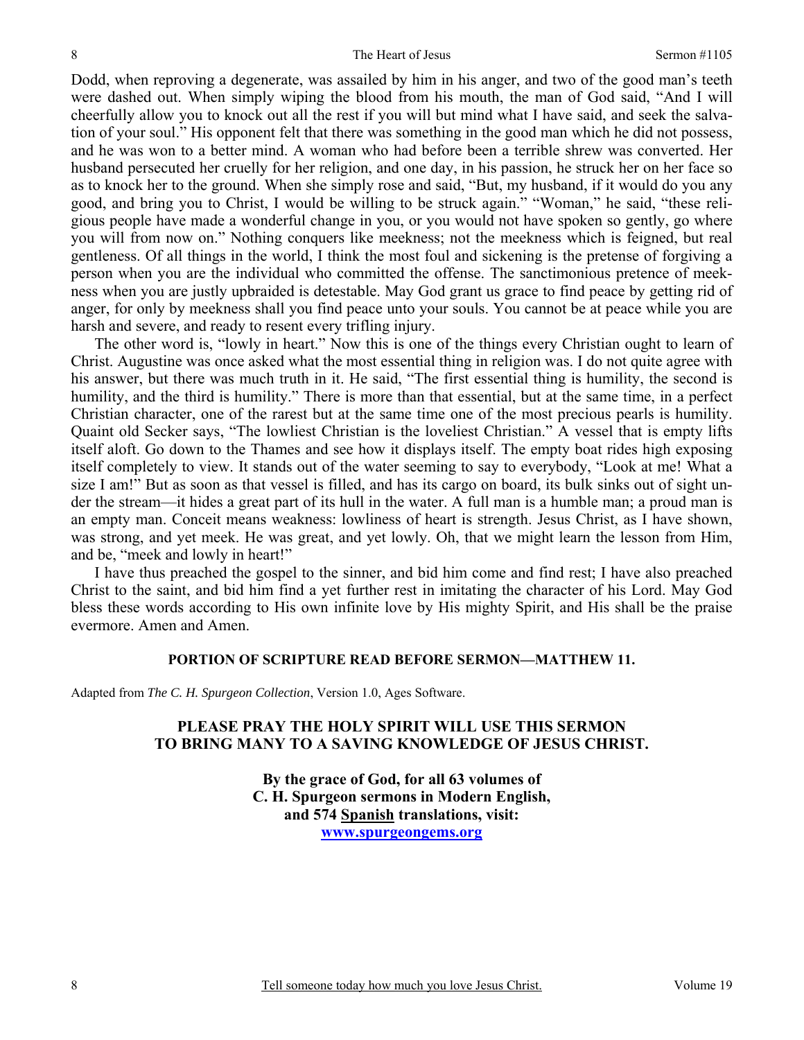Dodd, when reproving a degenerate, was assailed by him in his anger, and two of the good man's teeth were dashed out. When simply wiping the blood from his mouth, the man of God said, "And I will cheerfully allow you to knock out all the rest if you will but mind what I have said, and seek the salvation of your soul." His opponent felt that there was something in the good man which he did not possess, and he was won to a better mind. A woman who had before been a terrible shrew was converted. Her husband persecuted her cruelly for her religion, and one day, in his passion, he struck her on her face so as to knock her to the ground. When she simply rose and said, "But, my husband, if it would do you any good, and bring you to Christ, I would be willing to be struck again." "Woman," he said, "these religious people have made a wonderful change in you, or you would not have spoken so gently, go where you will from now on." Nothing conquers like meekness; not the meekness which is feigned, but real gentleness. Of all things in the world, I think the most foul and sickening is the pretense of forgiving a person when you are the individual who committed the offense. The sanctimonious pretence of meekness when you are justly upbraided is detestable. May God grant us grace to find peace by getting rid of anger, for only by meekness shall you find peace unto your souls. You cannot be at peace while you are harsh and severe, and ready to resent every trifling injury.

The other word is, "lowly in heart." Now this is one of the things every Christian ought to learn of Christ. Augustine was once asked what the most essential thing in religion was. I do not quite agree with his answer, but there was much truth in it. He said, "The first essential thing is humility, the second is humility, and the third is humility." There is more than that essential, but at the same time, in a perfect Christian character, one of the rarest but at the same time one of the most precious pearls is humility. Quaint old Secker says, "The lowliest Christian is the loveliest Christian." A vessel that is empty lifts itself aloft. Go down to the Thames and see how it displays itself. The empty boat rides high exposing itself completely to view. It stands out of the water seeming to say to everybody, "Look at me! What a size I am!" But as soon as that vessel is filled, and has its cargo on board, its bulk sinks out of sight under the stream—it hides a great part of its hull in the water. A full man is a humble man; a proud man is an empty man. Conceit means weakness: lowliness of heart is strength. Jesus Christ, as I have shown, was strong, and yet meek. He was great, and yet lowly. Oh, that we might learn the lesson from Him, and be, "meek and lowly in heart!"

I have thus preached the gospel to the sinner, and bid him come and find rest; I have also preached Christ to the saint, and bid him find a yet further rest in imitating the character of his Lord. May God bless these words according to His own infinite love by His mighty Spirit, and His shall be the praise evermore. Amen and Amen.

**PORTION OF SCRIPTURE READ BEFORE SERMON—MATTHEW 11.**

Adapted from *The C. H. Spurgeon Collection*, Version 1.0, Ages Software.

**PLEASE PRAY THE HOLY SPIRIT WILL USE THIS SERMON TO BRING MANY TO A SAVING KNOWLEDGE OF JESUS CHRIST.**

**By the grace of God, for all 63 volumes of C. H. Spurgeon sermons in Modern English, and 574 Spanish translations, visit: www.spurgeongems.org**